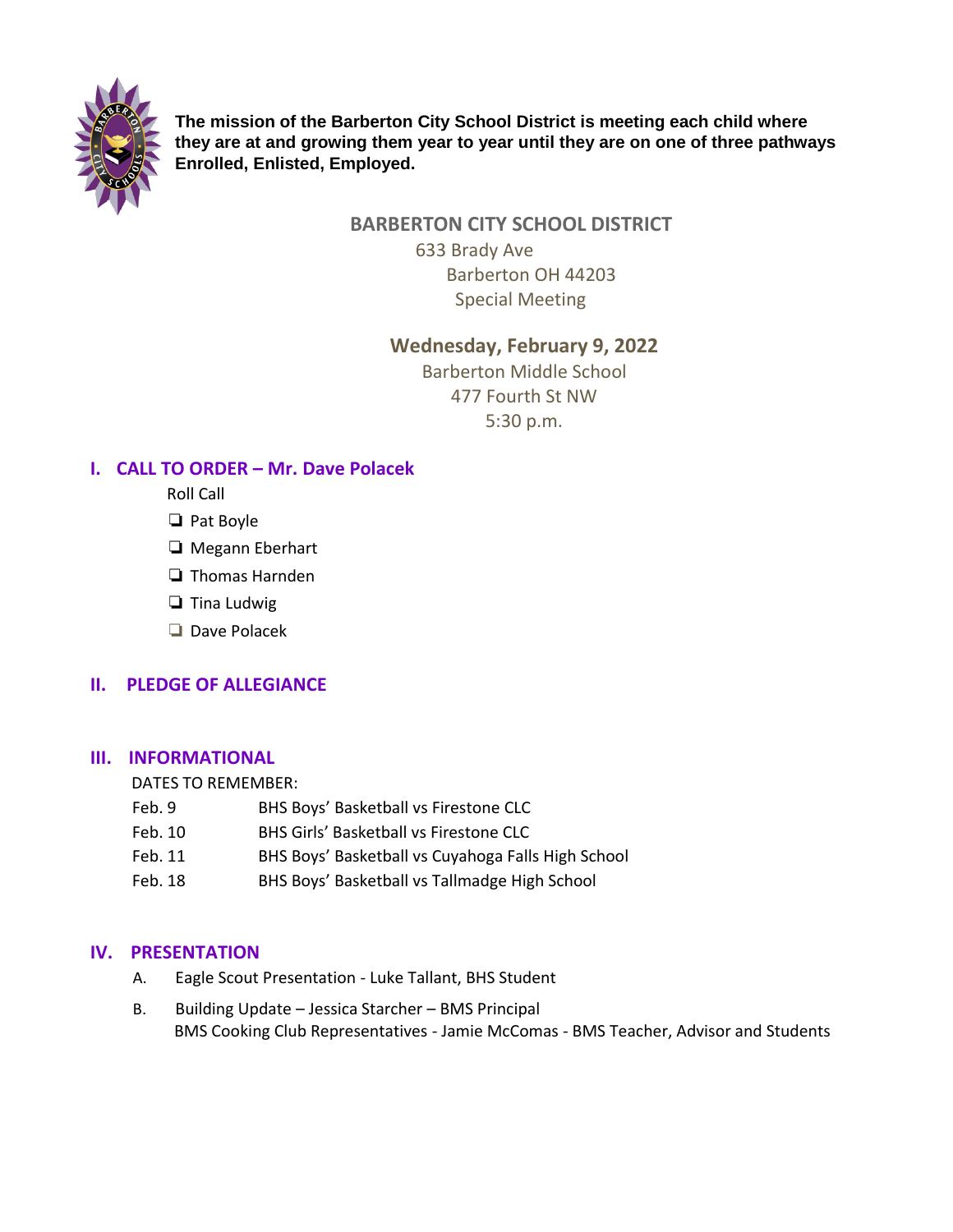**The mission of the Barberton City School District is meeting each child where they are at and growing them year to year until they are on one of three pathways Enrolled, Enlisted, Employed.**

**BARBERTON CITY SCHOOL DISTRICT**

633 Brady Ave
Barberton OH 44203
Special Meeting

**Wednesday, February 9, 2022**

Barberton Middle School
477 Fourth St NW
5:30 p.m.

## I. CALL TO ORDER – Mr. Dave Polacek

Roll Call

- ❏ Pat Boyle
- ❏ Megann Eberhart
- ❏ Thomas Harnden
- ❏ Tina Ludwig
- ❏ Dave Polacek

## II. PLEDGE OF ALLEGIANCE

## III. INFORMATIONAL

DATES TO REMEMBER:

| | |
|---|---|
| Feb. 9 | BHS Boys' Basketball vs Firestone CLC |
| Feb. 10 | BHS Girls' Basketball vs Firestone CLC |
| Feb. 11 | BHS Boys' Basketball vs Cuyahoga Falls High School |
| Feb. 18 | BHS Boys' Basketball vs Tallmadge High School |

## IV. PRESENTATION

A. Eagle Scout Presentation - Luke Tallant, BHS Student

B. Building Update – Jessica Starcher – BMS Principal
BMS Cooking Club Representatives - Jamie McComas - BMS Teacher, Advisor and Students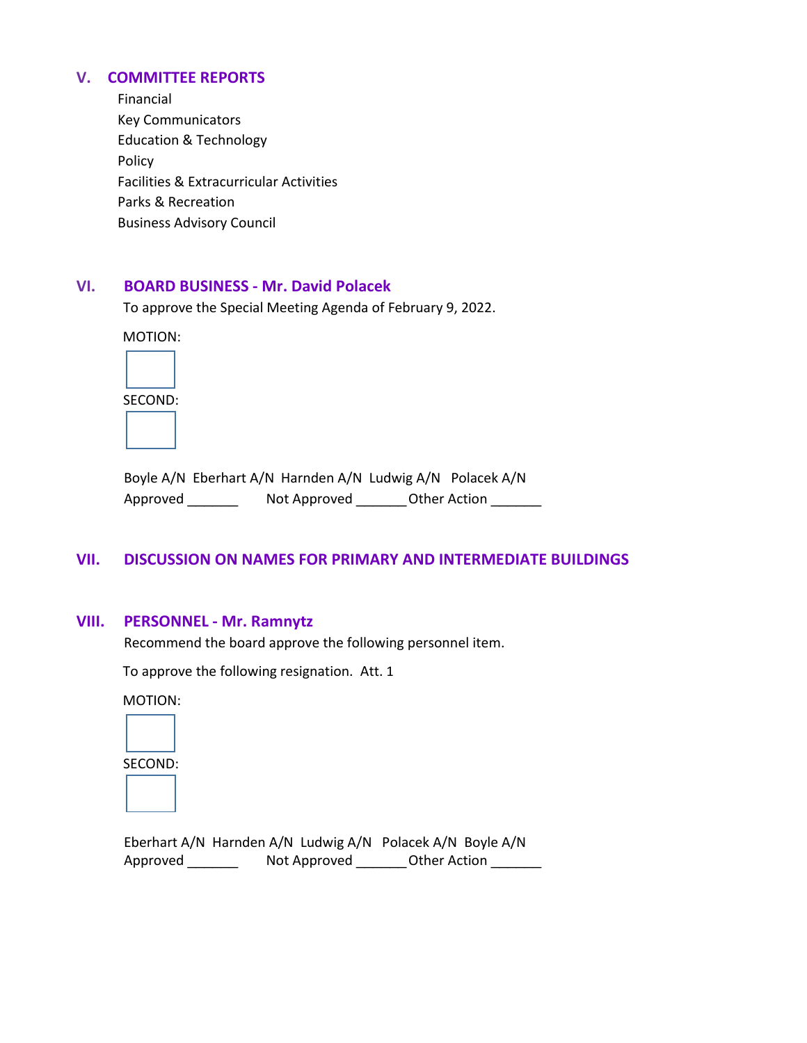## V. COMMITTEE REPORTS

Financial
Key Communicators
Education & Technology
Policy
Facilities & Extracurricular Activities
Parks & Recreation
Business Advisory Council

## VI. BOARD BUSINESS - Mr. David Polacek

To approve the Special Meeting Agenda of February 9, 2022.

MOTION:

SECOND:

Boyle A/N Eberhart A/N Harnden A/N Ludwig A/N Polacek A/N
Approved _______ Not Approved _______ Other Action _______

## VII. DISCUSSION ON NAMES FOR PRIMARY AND INTERMEDIATE BUILDINGS

## VIII. PERSONNEL - Mr. Ramnytz

Recommend the board approve the following personnel item.

To approve the following resignation. Att. 1

MOTION:

SECOND:

Eberhart A/N Harnden A/N Ludwig A/N Polacek A/N Boyle A/N
Approved _______ Not Approved _______ Other Action _______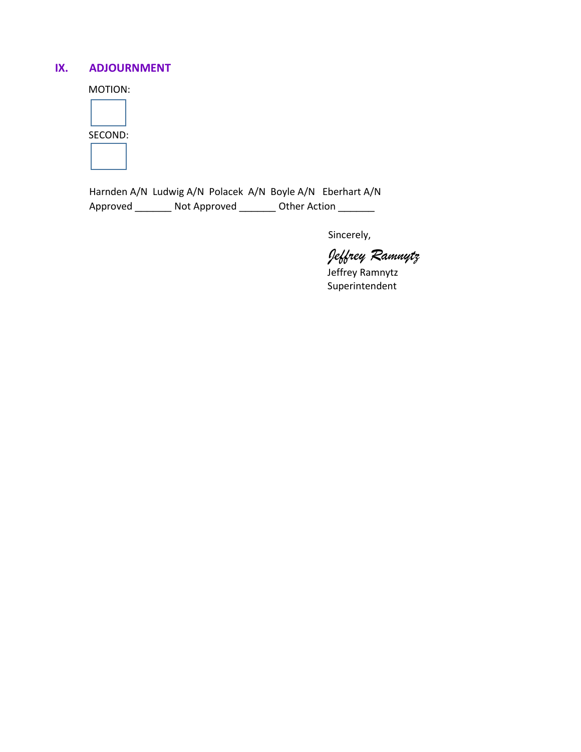## IX. ADJOURNMENT

MOTION:

SECOND:

Harnden A/N Ludwig A/N Polacek A/N Boyle A/N Eberhart A/N
Approved _______ Not Approved _______ Other Action _______

Sincerely,

*Jeffrey Ramnytz*
Jeffrey Ramnytz
Superintendent